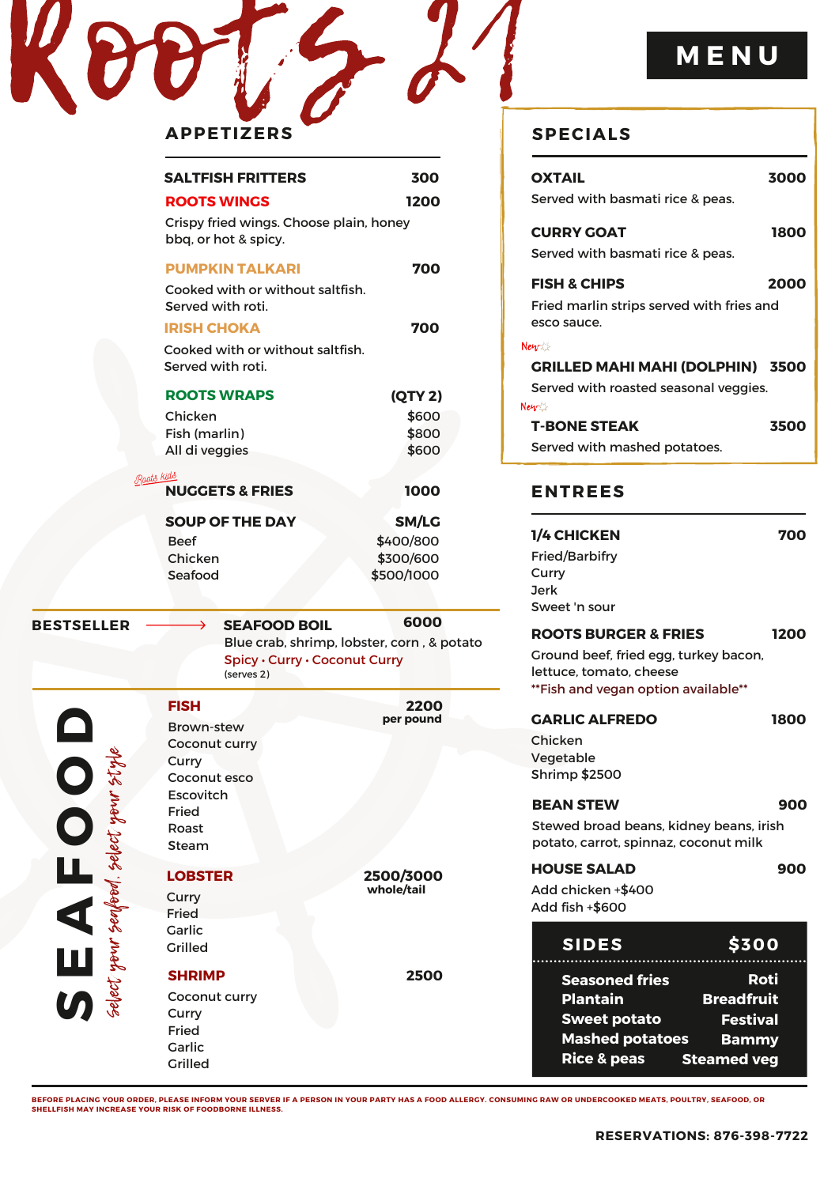# Roots 21

# MENU

## APPETIZERS

**SALTFISH FRITTERS** 300

**ROOTS WINGS** 1200
Crispy fried wings. Choose plain, honey bbq, or hot & spicy.

**PUMPKIN TALKARI** 700
Cooked with or without saltfish. Served with roti.

**IRISH CHOKA** 700
Cooked with or without saltfish. Served with roti.

**ROOTS WRAPS** (QTY 2)

| | |
|---|---|
| Chicken | $600 |
| Fish (marlin) | $800 |
| All di veggies | $600 |

*Roots kids*
**NUGGETS & FRIES** 1000

**SOUP OF THE DAY** SM/LG

| | |
|---|---|
| Beef | $400/800 |
| Chicken | $300/600 |
| Seafood | $500/1000 |

**BESTSELLER** → **SEAFOOD BOIL** 6000
Blue crab, shrimp, lobster, corn , & potato
Spicy · Curry · Coconut Curry
(serves 2)

## SEAFOOD

*Select your seafood. Select your style*

**FISH** 2200 per pound
- Brown-stew
- Coconut curry
- Curry
- Coconut esco
- Escovitch
- Fried
- Roast
- Steam

**LOBSTER** 2500/3000 whole/tail
- Curry
- Fried
- Garlic
- Grilled

**SHRIMP** 2500
- Coconut curry
- Curry
- Fried
- Garlic
- Grilled

## SPECIALS

**OXTAIL** 3000
Served with basmati rice & peas.

**CURRY GOAT** 1800
Served with basmati rice & peas.

**FISH & CHIPS** 2000
Fried marlin strips served with fries and esco sauce.

*New*
**GRILLED MAHI MAHI (DOLPHIN)** 3500
Served with roasted seasonal veggies.

*New*
**T-BONE STEAK** 3500
Served with mashed potatoes.

## ENTREES

**1/4 CHICKEN** 700
- Fried/Barbifry
- Curry
- Jerk
- Sweet 'n sour

**ROOTS BURGER & FRIES** 1200
Ground beef, fried egg, turkey bacon, lettuce, tomato, cheese
**Fish and vegan option available**

**GARLIC ALFREDO** 1800
- Chicken
- Vegetable
- Shrimp $2500

**BEAN STEW** 900
Stewed broad beans, kidney beans, irish potato, carrot, spinnaz, coconut milk

**HOUSE SALAD** 900
Add chicken +$400
Add fish +$600

## SIDES $300

| | |
|---|---|
| Seasoned fries | Roti |
| Plantain | Breadfruit |
| Sweet potato | Festival |
| Mashed potatoes | Bammy |
| Rice & peas | Steamed veg |

BEFORE PLACING YOUR ORDER, PLEASE INFORM YOUR SERVER IF A PERSON IN YOUR PARTY HAS A FOOD ALLERGY. CONSUMING RAW OR UNDERCOOKED MEATS, POULTRY, SEAFOOD, OR SHELLFISH MAY INCREASE YOUR RISK OF FOODBORNE ILLNESS.

**RESERVATIONS: 876-398-7722**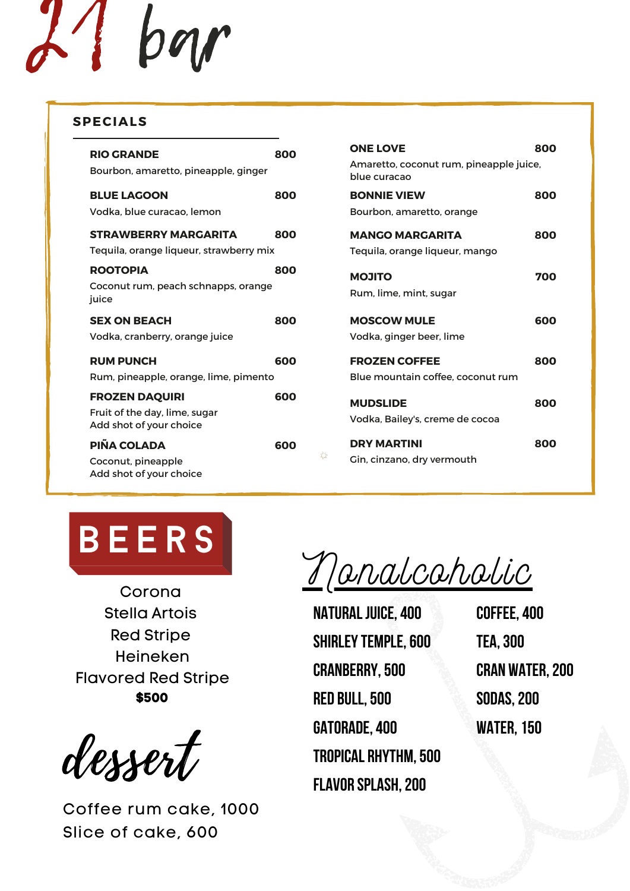# 21 bar

## SPECIALS

**RIO GRANDE** 800
Bourbon, amaretto, pineapple, ginger

**BLUE LAGOON** 800
Vodka, blue curacao, lemon

**STRAWBERRY MARGARITA** 800
Tequila, orange liqueur, strawberry mix

**ROOTOPIA** 800
Coconut rum, peach schnapps, orange juice

**SEX ON BEACH** 800
Vodka, cranberry, orange juice

**RUM PUNCH** 600
Rum, pineapple, orange, lime, pimento

**FROZEN DAQUIRI** 600
Fruit of the day, lime, sugar
Add shot of your choice

**PIÑA COLADA** 600
Coconut, pineapple
Add shot of your choice

**ONE LOVE** 800
Amaretto, coconut rum, pineapple juice, blue curacao

**BONNIE VIEW** 800
Bourbon, amaretto, orange

**MANGO MARGARITA** 800
Tequila, orange liqueur, mango

**MOJITO** 700
Rum, lime, mint, sugar

**MOSCOW MULE** 600
Vodka, ginger beer, lime

**FROZEN COFFEE** 800
Blue mountain coffee, coconut rum

**MUDSLIDE** 800
Vodka, Bailey's, creme de cocoa

**DRY MARTINI** 800
Gin, cinzano, dry vermouth

## BEERS

Corona
Stella Artois
Red Stripe
Heineken
Flavored Red Stripe
**$500**

## dessert

Coffee rum cake, 1000
Slice of cake, 600

## Nonalcoholic

NATURAL JUICE, 400
SHIRLEY TEMPLE, 600
CRANBERRY, 500
RED BULL, 500
GATORADE, 400
TROPICAL RHYTHM, 500
FLAVOR SPLASH, 200
COFFEE, 400
TEA, 300
CRAN WATER, 200
SODAS, 200
WATER, 150